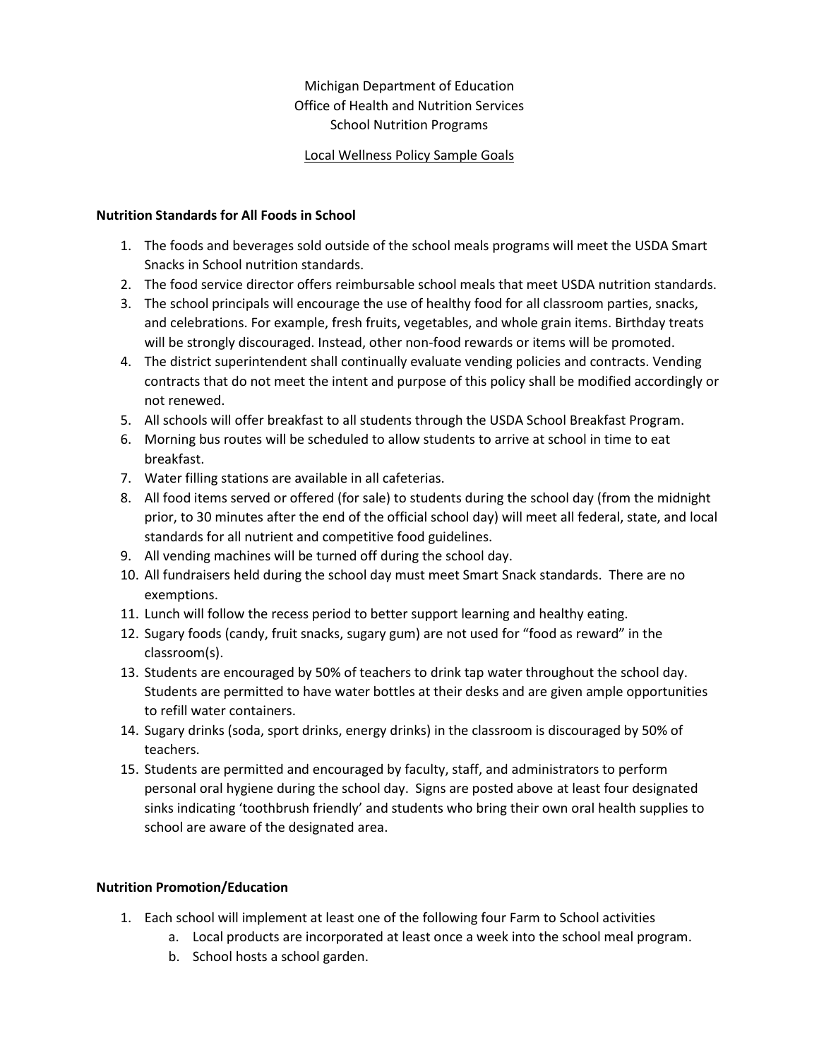Michigan Department of Education
Office of Health and Nutrition Services
School Nutrition Programs

Local Wellness Policy Sample Goals

**Nutrition Standards for All Foods in School**

1. The foods and beverages sold outside of the school meals programs will meet the USDA Smart Snacks in School nutrition standards.
2. The food service director offers reimbursable school meals that meet USDA nutrition standards.
3. The school principals will encourage the use of healthy food for all classroom parties, snacks, and celebrations. For example, fresh fruits, vegetables, and whole grain items. Birthday treats will be strongly discouraged. Instead, other non-food rewards or items will be promoted.
4. The district superintendent shall continually evaluate vending policies and contracts. Vending contracts that do not meet the intent and purpose of this policy shall be modified accordingly or not renewed.
5. All schools will offer breakfast to all students through the USDA School Breakfast Program.
6. Morning bus routes will be scheduled to allow students to arrive at school in time to eat breakfast.
7. Water filling stations are available in all cafeterias.
8. All food items served or offered (for sale) to students during the school day (from the midnight prior, to 30 minutes after the end of the official school day) will meet all federal, state, and local standards for all nutrient and competitive food guidelines.
9. All vending machines will be turned off during the school day.
10. All fundraisers held during the school day must meet Smart Snack standards. There are no exemptions.
11. Lunch will follow the recess period to better support learning and healthy eating.
12. Sugary foods (candy, fruit snacks, sugary gum) are not used for "food as reward" in the classroom(s).
13. Students are encouraged by 50% of teachers to drink tap water throughout the school day. Students are permitted to have water bottles at their desks and are given ample opportunities to refill water containers.
14. Sugary drinks (soda, sport drinks, energy drinks) in the classroom is discouraged by 50% of teachers.
15. Students are permitted and encouraged by faculty, staff, and administrators to perform personal oral hygiene during the school day. Signs are posted above at least four designated sinks indicating 'toothbrush friendly' and students who bring their own oral health supplies to school are aware of the designated area.

**Nutrition Promotion/Education**

1. Each school will implement at least one of the following four Farm to School activities
    a. Local products are incorporated at least once a week into the school meal program.
    b. School hosts a school garden.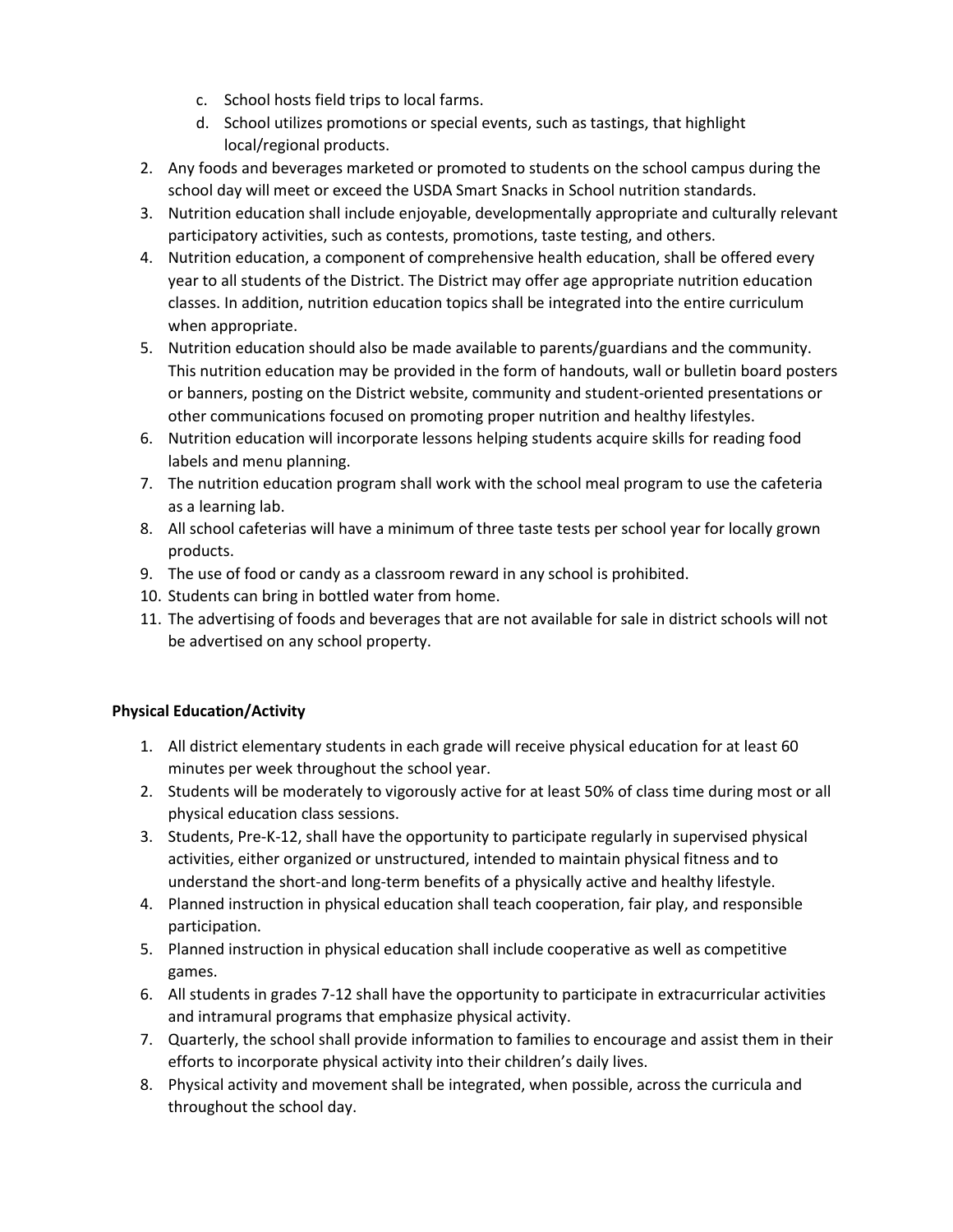c. School hosts field trips to local farms.
   d. School utilizes promotions or special events, such as tastings, that highlight local/regional products.
2. Any foods and beverages marketed or promoted to students on the school campus during the school day will meet or exceed the USDA Smart Snacks in School nutrition standards.
3. Nutrition education shall include enjoyable, developmentally appropriate and culturally relevant participatory activities, such as contests, promotions, taste testing, and others.
4. Nutrition education, a component of comprehensive health education, shall be offered every year to all students of the District. The District may offer age appropriate nutrition education classes. In addition, nutrition education topics shall be integrated into the entire curriculum when appropriate.
5. Nutrition education should also be made available to parents/guardians and the community. This nutrition education may be provided in the form of handouts, wall or bulletin board posters or banners, posting on the District website, community and student-oriented presentations or other communications focused on promoting proper nutrition and healthy lifestyles.
6. Nutrition education will incorporate lessons helping students acquire skills for reading food labels and menu planning.
7. The nutrition education program shall work with the school meal program to use the cafeteria as a learning lab.
8. All school cafeterias will have a minimum of three taste tests per school year for locally grown products.
9. The use of food or candy as a classroom reward in any school is prohibited.
10. Students can bring in bottled water from home.
11. The advertising of foods and beverages that are not available for sale in district schools will not be advertised on any school property.

**Physical Education/Activity**

1. All district elementary students in each grade will receive physical education for at least 60 minutes per week throughout the school year.
2. Students will be moderately to vigorously active for at least 50% of class time during most or all physical education class sessions.
3. Students, Pre-K-12, shall have the opportunity to participate regularly in supervised physical activities, either organized or unstructured, intended to maintain physical fitness and to understand the short-and long-term benefits of a physically active and healthy lifestyle.
4. Planned instruction in physical education shall teach cooperation, fair play, and responsible participation.
5. Planned instruction in physical education shall include cooperative as well as competitive games.
6. All students in grades 7-12 shall have the opportunity to participate in extracurricular activities and intramural programs that emphasize physical activity.
7. Quarterly, the school shall provide information to families to encourage and assist them in their efforts to incorporate physical activity into their children's daily lives.
8. Physical activity and movement shall be integrated, when possible, across the curricula and throughout the school day.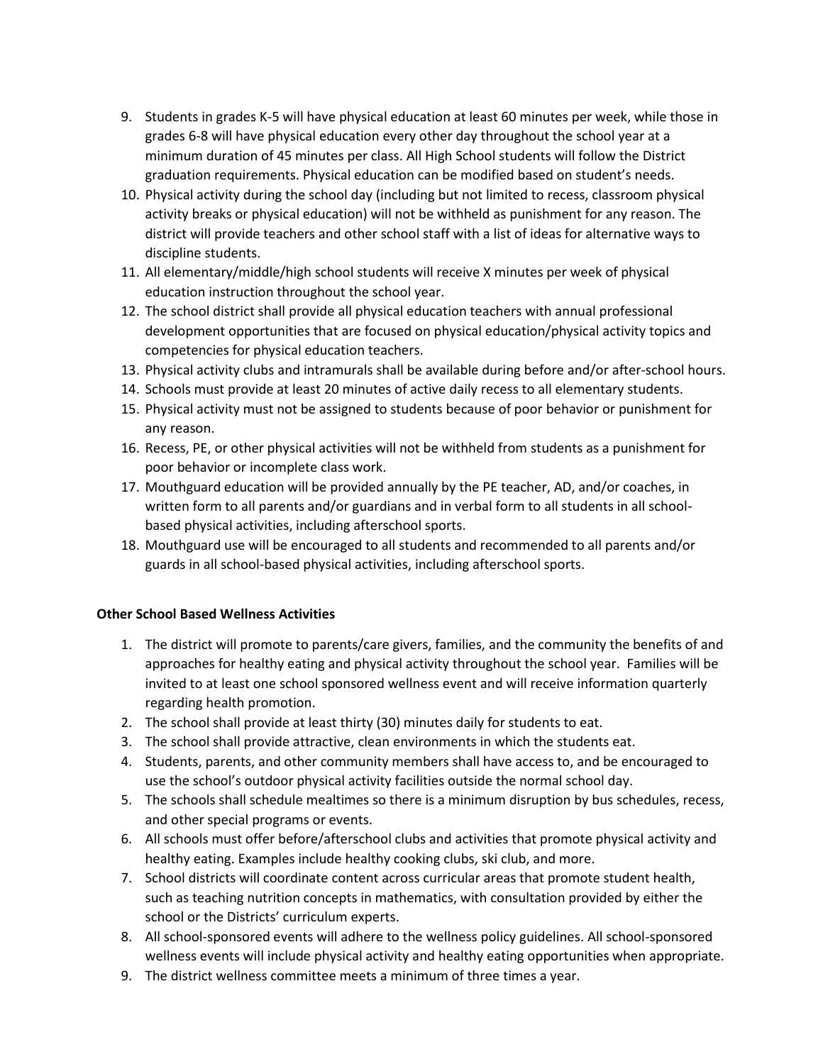9. Students in grades K-5 will have physical education at least 60 minutes per week, while those in grades 6-8 will have physical education every other day throughout the school year at a minimum duration of 45 minutes per class. All High School students will follow the District graduation requirements. Physical education can be modified based on student's needs.
10. Physical activity during the school day (including but not limited to recess, classroom physical activity breaks or physical education) will not be withheld as punishment for any reason. The district will provide teachers and other school staff with a list of ideas for alternative ways to discipline students.
11. All elementary/middle/high school students will receive X minutes per week of physical education instruction throughout the school year.
12. The school district shall provide all physical education teachers with annual professional development opportunities that are focused on physical education/physical activity topics and competencies for physical education teachers.
13. Physical activity clubs and intramurals shall be available during before and/or after-school hours.
14. Schools must provide at least 20 minutes of active daily recess to all elementary students.
15. Physical activity must not be assigned to students because of poor behavior or punishment for any reason.
16. Recess, PE, or other physical activities will not be withheld from students as a punishment for poor behavior or incomplete class work.
17. Mouthguard education will be provided annually by the PE teacher, AD, and/or coaches, in written form to all parents and/or guardians and in verbal form to all students in all school-based physical activities, including afterschool sports.
18. Mouthguard use will be encouraged to all students and recommended to all parents and/or guards in all school-based physical activities, including afterschool sports.

**Other School Based Wellness Activities**

1. The district will promote to parents/care givers, families, and the community the benefits of and approaches for healthy eating and physical activity throughout the school year. Families will be invited to at least one school sponsored wellness event and will receive information quarterly regarding health promotion.
2. The school shall provide at least thirty (30) minutes daily for students to eat.
3. The school shall provide attractive, clean environments in which the students eat.
4. Students, parents, and other community members shall have access to, and be encouraged to use the school's outdoor physical activity facilities outside the normal school day.
5. The schools shall schedule mealtimes so there is a minimum disruption by bus schedules, recess, and other special programs or events.
6. All schools must offer before/afterschool clubs and activities that promote physical activity and healthy eating. Examples include healthy cooking clubs, ski club, and more.
7. School districts will coordinate content across curricular areas that promote student health, such as teaching nutrition concepts in mathematics, with consultation provided by either the school or the Districts' curriculum experts.
8. All school-sponsored events will adhere to the wellness policy guidelines. All school-sponsored wellness events will include physical activity and healthy eating opportunities when appropriate.
9. The district wellness committee meets a minimum of three times a year.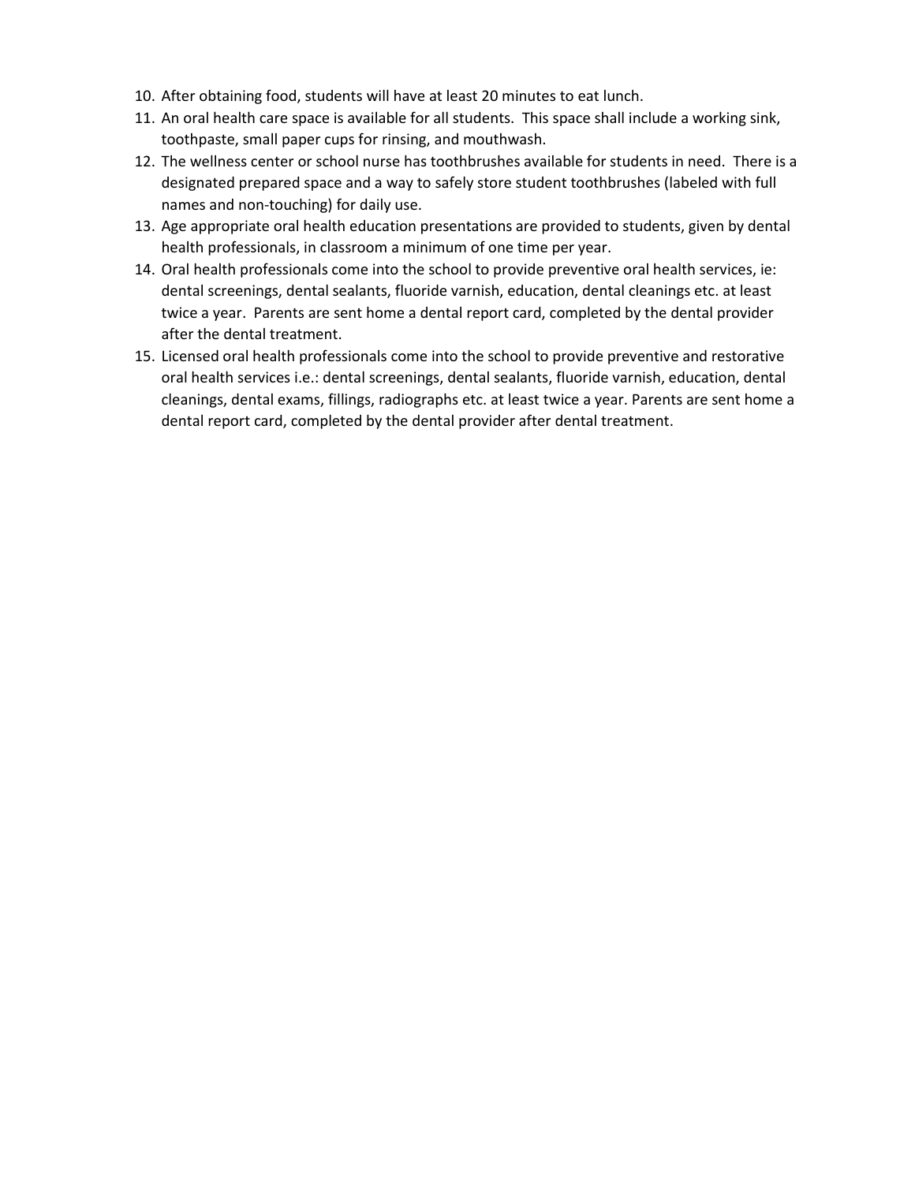10. After obtaining food, students will have at least 20 minutes to eat lunch.
11. An oral health care space is available for all students. This space shall include a working sink, toothpaste, small paper cups for rinsing, and mouthwash.
12. The wellness center or school nurse has toothbrushes available for students in need. There is a designated prepared space and a way to safely store student toothbrushes (labeled with full names and non-touching) for daily use.
13. Age appropriate oral health education presentations are provided to students, given by dental health professionals, in classroom a minimum of one time per year.
14. Oral health professionals come into the school to provide preventive oral health services, ie: dental screenings, dental sealants, fluoride varnish, education, dental cleanings etc. at least twice a year. Parents are sent home a dental report card, completed by the dental provider after the dental treatment.
15. Licensed oral health professionals come into the school to provide preventive and restorative oral health services i.e.: dental screenings, dental sealants, fluoride varnish, education, dental cleanings, dental exams, fillings, radiographs etc. at least twice a year. Parents are sent home a dental report card, completed by the dental provider after dental treatment.